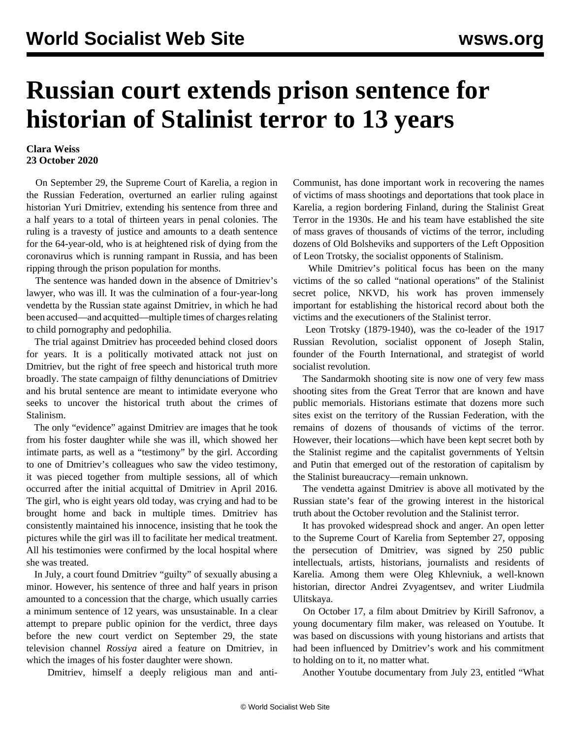# Russian court extends prison sentence for historian of Stalinist terror to 13 years

**Clara Weiss**
**23 October 2020**

On September 29, the Supreme Court of Karelia, a region in the Russian Federation, overturned an earlier ruling against historian Yuri Dmitriev, extending his sentence from three and a half years to a total of thirteen years in penal colonies. The ruling is a travesty of justice and amounts to a death sentence for the 64-year-old, who is at heightened risk of dying from the coronavirus which is running rampant in Russia, and has been ripping through the prison population for months.

The sentence was handed down in the absence of Dmitriev's lawyer, who was ill. It was the culmination of a four-year-long vendetta by the Russian state against Dmitriev, in which he had been accused—and acquitted—multiple times of charges relating to child pornography and pedophilia.

The trial against Dmitriev has proceeded behind closed doors for years. It is a politically motivated attack not just on Dmitriev, but the right of free speech and historical truth more broadly. The state campaign of filthy denunciations of Dmitriev and his brutal sentence are meant to intimidate everyone who seeks to uncover the historical truth about the crimes of Stalinism.

The only "evidence" against Dmitriev are images that he took from his foster daughter while she was ill, which showed her intimate parts, as well as a "testimony" by the girl. According to one of Dmitriev's colleagues who saw the video testimony, it was pieced together from multiple sessions, all of which occurred after the initial acquittal of Dmitriev in April 2016. The girl, who is eight years old today, was crying and had to be brought home and back in multiple times. Dmitriev has consistently maintained his innocence, insisting that he took the pictures while the girl was ill to facilitate her medical treatment. All his testimonies were confirmed by the local hospital where she was treated.

In July, a court found Dmitriev "guilty" of sexually abusing a minor. However, his sentence of three and half years in prison amounted to a concession that the charge, which usually carries a minimum sentence of 12 years, was unsustainable. In a clear attempt to prepare public opinion for the verdict, three days before the new court verdict on September 29, the state television channel *Rossiya* aired a feature on Dmitriev, in which the images of his foster daughter were shown.

Dmitriev, himself a deeply religious man and anti-Communist, has done important work in recovering the names of victims of mass shootings and deportations that took place in Karelia, a region bordering Finland, during the Stalinist Great Terror in the 1930s. He and his team have established the site of mass graves of thousands of victims of the terror, including dozens of Old Bolsheviks and supporters of the Left Opposition of Leon Trotsky, the socialist opponents of Stalinism.

While Dmitriev's political focus has been on the many victims of the so called "national operations" of the Stalinist secret police, NKVD, his work has proven immensely important for establishing the historical record about both the victims and the executioners of the Stalinist terror.

Leon Trotsky (1879-1940), was the co-leader of the 1917 Russian Revolution, socialist opponent of Joseph Stalin, founder of the Fourth International, and strategist of world socialist revolution.

The Sandarmokh shooting site is now one of very few mass shooting sites from the Great Terror that are known and have public memorials. Historians estimate that dozens more such sites exist on the territory of the Russian Federation, with the remains of dozens of thousands of victims of the terror. However, their locations—which have been kept secret both by the Stalinist regime and the capitalist governments of Yeltsin and Putin that emerged out of the restoration of capitalism by the Stalinist bureaucracy—remain unknown.

The vendetta against Dmitriev is above all motivated by the Russian state's fear of the growing interest in the historical truth about the October revolution and the Stalinist terror.

It has provoked widespread shock and anger. An open letter to the Supreme Court of Karelia from September 27, opposing the persecution of Dmitriev, was signed by 250 public intellectuals, artists, historians, journalists and residents of Karelia. Among them were Oleg Khlevniuk, a well-known historian, director Andrei Zvyagentsev, and writer Liudmila Ulitskaya.

On October 17, a film about Dmitriev by Kirill Safronov, a young documentary film maker, was released on Youtube. It was based on discussions with young historians and artists that had been influenced by Dmitriev's work and his commitment to holding on to it, no matter what.

Another Youtube documentary from July 23, entitled "What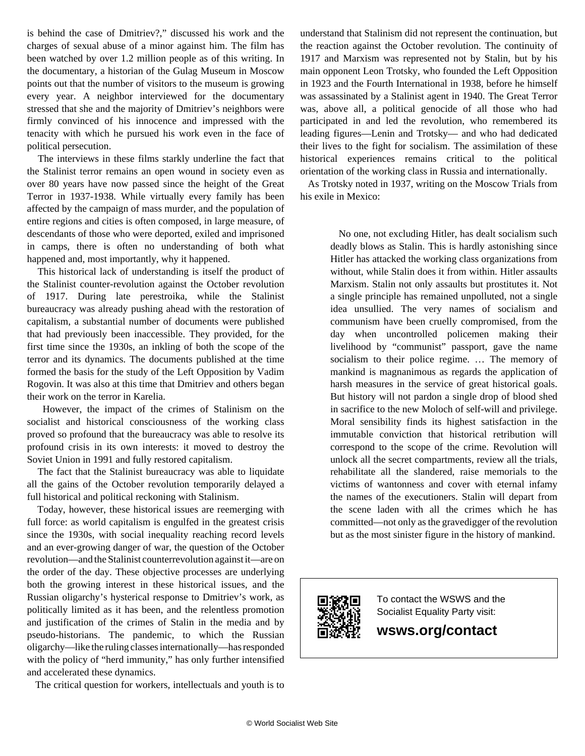is behind the case of Dmitriev?," discussed his work and the charges of sexual abuse of a minor against him. The film has been watched by over 1.2 million people as of this writing. In the documentary, a historian of the Gulag Museum in Moscow points out that the number of visitors to the museum is growing every year. A neighbor interviewed for the documentary stressed that she and the majority of Dmitriev's neighbors were firmly convinced of his innocence and impressed with the tenacity with which he pursued his work even in the face of political persecution.

The interviews in these films starkly underline the fact that the Stalinist terror remains an open wound in society even as over 80 years have now passed since the height of the Great Terror in 1937-1938. While virtually every family has been affected by the campaign of mass murder, and the population of entire regions and cities is often composed, in large measure, of descendants of those who were deported, exiled and imprisoned in camps, there is often no understanding of both what happened and, most importantly, why it happened.

This historical lack of understanding is itself the product of the Stalinist counter-revolution against the October revolution of 1917. During late perestroika, while the Stalinist bureaucracy was already pushing ahead with the restoration of capitalism, a substantial number of documents were published that had previously been inaccessible. They provided, for the first time since the 1930s, an inkling of both the scope of the terror and its dynamics. The documents published at the time formed the basis for the study of the Left Opposition by Vadim Rogovin. It was also at this time that Dmitriev and others began their work on the terror in Karelia.

However, the impact of the crimes of Stalinism on the socialist and historical consciousness of the working class proved so profound that the bureaucracy was able to resolve its profound crisis in its own interests: it moved to destroy the Soviet Union in 1991 and fully restored capitalism.

The fact that the Stalinist bureaucracy was able to liquidate all the gains of the October revolution temporarily delayed a full historical and political reckoning with Stalinism.

Today, however, these historical issues are reemerging with full force: as world capitalism is engulfed in the greatest crisis since the 1930s, with social inequality reaching record levels and an ever-growing danger of war, the question of the October revolution—and the Stalinist counterrevolution against it—are on the order of the day. These objective processes are underlying both the growing interest in these historical issues, and the Russian oligarchy's hysterical response to Dmitriev's work, as politically limited as it has been, and the relentless promotion and justification of the crimes of Stalin in the media and by pseudo-historians. The pandemic, to which the Russian oligarchy—like the ruling classes internationally—has responded with the policy of "herd immunity," has only further intensified and accelerated these dynamics.

The critical question for workers, intellectuals and youth is to understand that Stalinism did not represent the continuation, but the reaction against the October revolution. The continuity of 1917 and Marxism was represented not by Stalin, but by his main opponent Leon Trotsky, who founded the Left Opposition in 1923 and the Fourth International in 1938, before he himself was assassinated by a Stalinist agent in 1940. The Great Terror was, above all, a political genocide of all those who had participated in and led the revolution, who remembered its leading figures—Lenin and Trotsky— and who had dedicated their lives to the fight for socialism. The assimilation of these historical experiences remains critical to the political orientation of the working class in Russia and internationally.

As Trotsky noted in 1937, writing on the Moscow Trials from his exile in Mexico:

> No one, not excluding Hitler, has dealt socialism such deadly blows as Stalin. This is hardly astonishing since Hitler has attacked the working class organizations from without, while Stalin does it from within. Hitler assaults Marxism. Stalin not only assaults but prostitutes it. Not a single principle has remained unpolluted, not a single idea unsullied. The very names of socialism and communism have been cruelly compromised, from the day when uncontrolled policemen making their livelihood by "communist" passport, gave the name socialism to their police regime. … The memory of mankind is magnanimous as regards the application of harsh measures in the service of great historical goals. But history will not pardon a single drop of blood shed in sacrifice to the new Moloch of self-will and privilege. Moral sensibility finds its highest satisfaction in the immutable conviction that historical retribution will correspond to the scope of the crime. Revolution will unlock all the secret compartments, review all the trials, rehabilitate all the slandered, raise memorials to the victims of wantonness and cover with eternal infamy the names of the executioners. Stalin will depart from the scene laden with all the crimes which he has committed—not only as the gravedigger of the revolution but as the most sinister figure in the history of mankind.

To contact the WSWS and the Socialist Equality Party visit:

**wsws.org/contact**